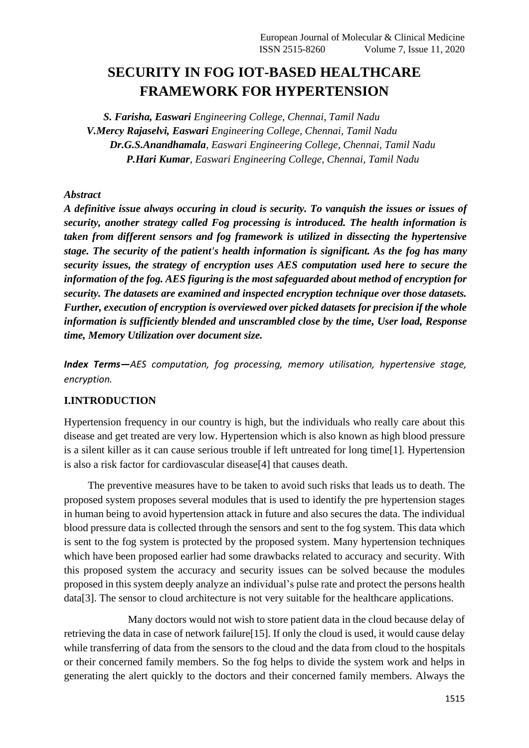# SECURITY IN FOG IOT-BASED HEALTHCARE FRAMEWORK FOR HYPERTENSION

***S. Farisha, Easwari*** *Engineering College, Chennai, Tamil Nadu*
***V.Mercy Rajaselvi, Easwari*** *Engineering College, Chennai, Tamil Nadu*
***Dr.G.S.Anandhamala****, Easwari Engineering College, Chennai, Tamil Nadu*
***P.Hari Kumar****, Easwari Engineering College, Chennai, Tamil Nadu*

*Abstract*

***A definitive issue always occuring in cloud is security. To vanquish the issues or issues of security, another strategy called Fog processing is introduced. The health information is taken from different sensors and fog framework is utilized in dissecting the hypertensive stage. The security of the patient's health information is significant. As the fog has many security issues, the strategy of encryption uses AES computation used here to secure the information of the fog. AES figuring is the most safeguarded about method of encryption for security. The datasets are examined and inspected encryption technique over those datasets. Further, execution of encryption is overviewed over picked datasets for precision if the whole information is sufficiently blended and unscrambled close by the time, User load, Response time, Memory Utilization over document size.***

***Index Terms—****AES computation, fog processing, memory utilisation, hypertensive stage, encryption.*

## I.INTRODUCTION

Hypertension frequency in our country is high, but the individuals who really care about this disease and get treated are very low. Hypertension which is also known as high blood pressure is a silent killer as it can cause serious trouble if left untreated for long time[1]. Hypertension is also a risk factor for cardiovascular disease[4] that causes death.

The preventive measures have to be taken to avoid such risks that leads us to death. The proposed system proposes several modules that is used to identify the pre hypertension stages in human being to avoid hypertension attack in future and also secures the data. The individual blood pressure data is collected through the sensors and sent to the fog system. This data which is sent to the fog system is protected by the proposed system. Many hypertension techniques which have been proposed earlier had some drawbacks related to accuracy and security. With this proposed system the accuracy and security issues can be solved because the modules proposed in this system deeply analyze an individual's pulse rate and protect the persons health data[3]. The sensor to cloud architecture is not very suitable for the healthcare applications.

Many doctors would not wish to store patient data in the cloud because delay of retrieving the data in case of network failure[15]. If only the cloud is used, it would cause delay while transferring of data from the sensors to the cloud and the data from cloud to the hospitals or their concerned family members. So the fog helps to divide the system work and helps in generating the alert quickly to the doctors and their concerned family members. Always the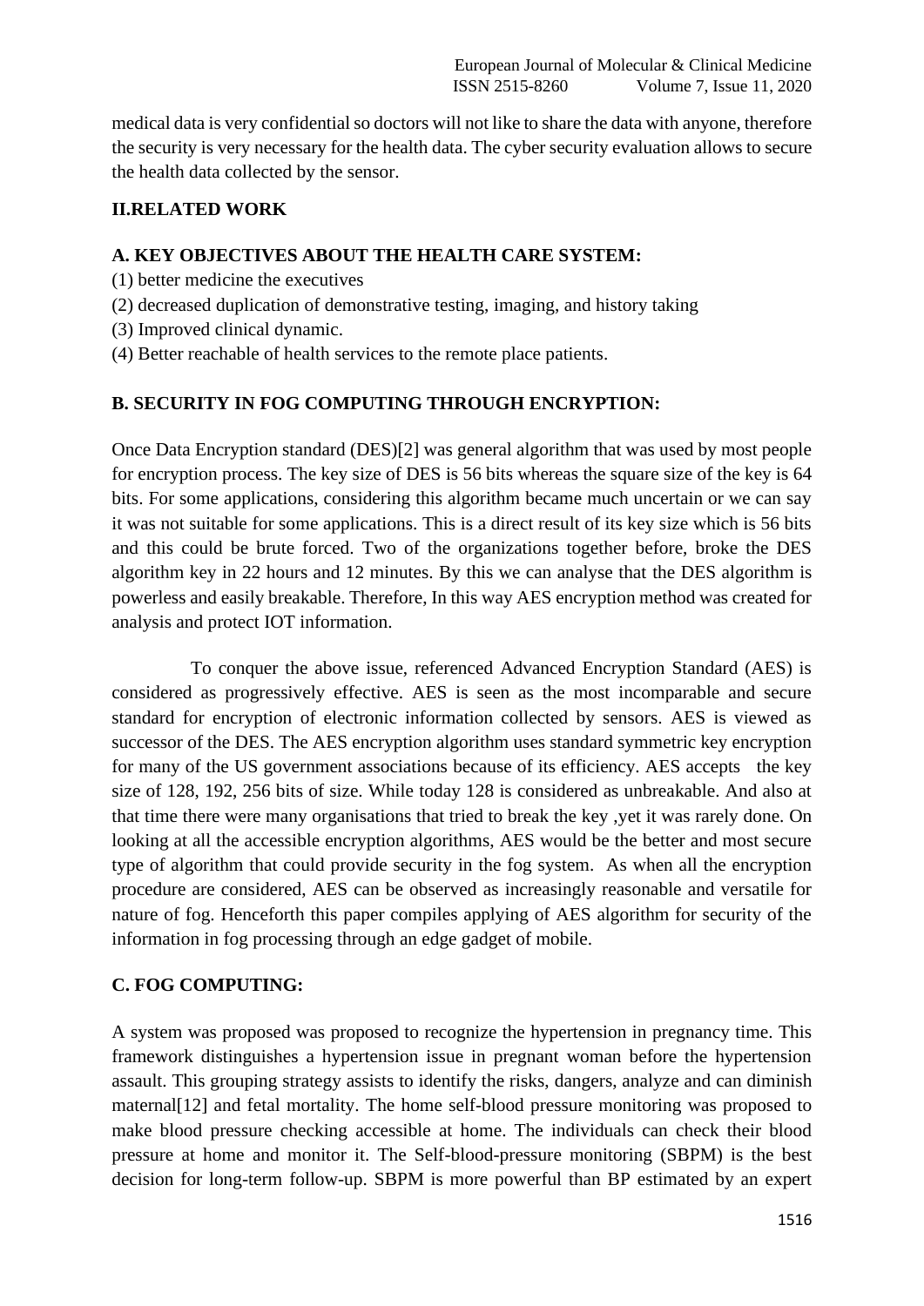medical data is very confidential so doctors will not like to share the data with anyone, therefore the security is very necessary for the health data. The cyber security evaluation allows to secure the health data collected by the sensor.

## II.RELATED WORK

### A. KEY OBJECTIVES ABOUT THE HEALTH CARE SYSTEM:

(1) better medicine the executives
(2) decreased duplication of demonstrative testing, imaging, and history taking
(3) Improved clinical dynamic.
(4) Better reachable of health services to the remote place patients.

### B. SECURITY IN FOG COMPUTING THROUGH ENCRYPTION:

Once Data Encryption standard (DES)[2] was general algorithm that was used by most people for encryption process. The key size of DES is 56 bits whereas the square size of the key is 64 bits. For some applications, considering this algorithm became much uncertain or we can say it was not suitable for some applications. This is a direct result of its key size which is 56 bits and this could be brute forced. Two of the organizations together before, broke the DES algorithm key in 22 hours and 12 minutes. By this we can analyse that the DES algorithm is powerless and easily breakable. Therefore, In this way AES encryption method was created for analysis and protect IOT information.

To conquer the above issue, referenced Advanced Encryption Standard (AES) is considered as progressively effective. AES is seen as the most incomparable and secure standard for encryption of electronic information collected by sensors. AES is viewed as successor of the DES. The AES encryption algorithm uses standard symmetric key encryption for many of the US government associations because of its efficiency. AES accepts the key size of 128, 192, 256 bits of size. While today 128 is considered as unbreakable. And also at that time there were many organisations that tried to break the key ,yet it was rarely done. On looking at all the accessible encryption algorithms, AES would be the better and most secure type of algorithm that could provide security in the fog system. As when all the encryption procedure are considered, AES can be observed as increasingly reasonable and versatile for nature of fog. Henceforth this paper compiles applying of AES algorithm for security of the information in fog processing through an edge gadget of mobile.

### C. FOG COMPUTING:

A system was proposed was proposed to recognize the hypertension in pregnancy time. This framework distinguishes a hypertension issue in pregnant woman before the hypertension assault. This grouping strategy assists to identify the risks, dangers, analyze and can diminish maternal[12] and fetal mortality. The home self-blood pressure monitoring was proposed to make blood pressure checking accessible at home. The individuals can check their blood pressure at home and monitor it. The Self-blood-pressure monitoring (SBPM) is the best decision for long-term follow-up. SBPM is more powerful than BP estimated by an expert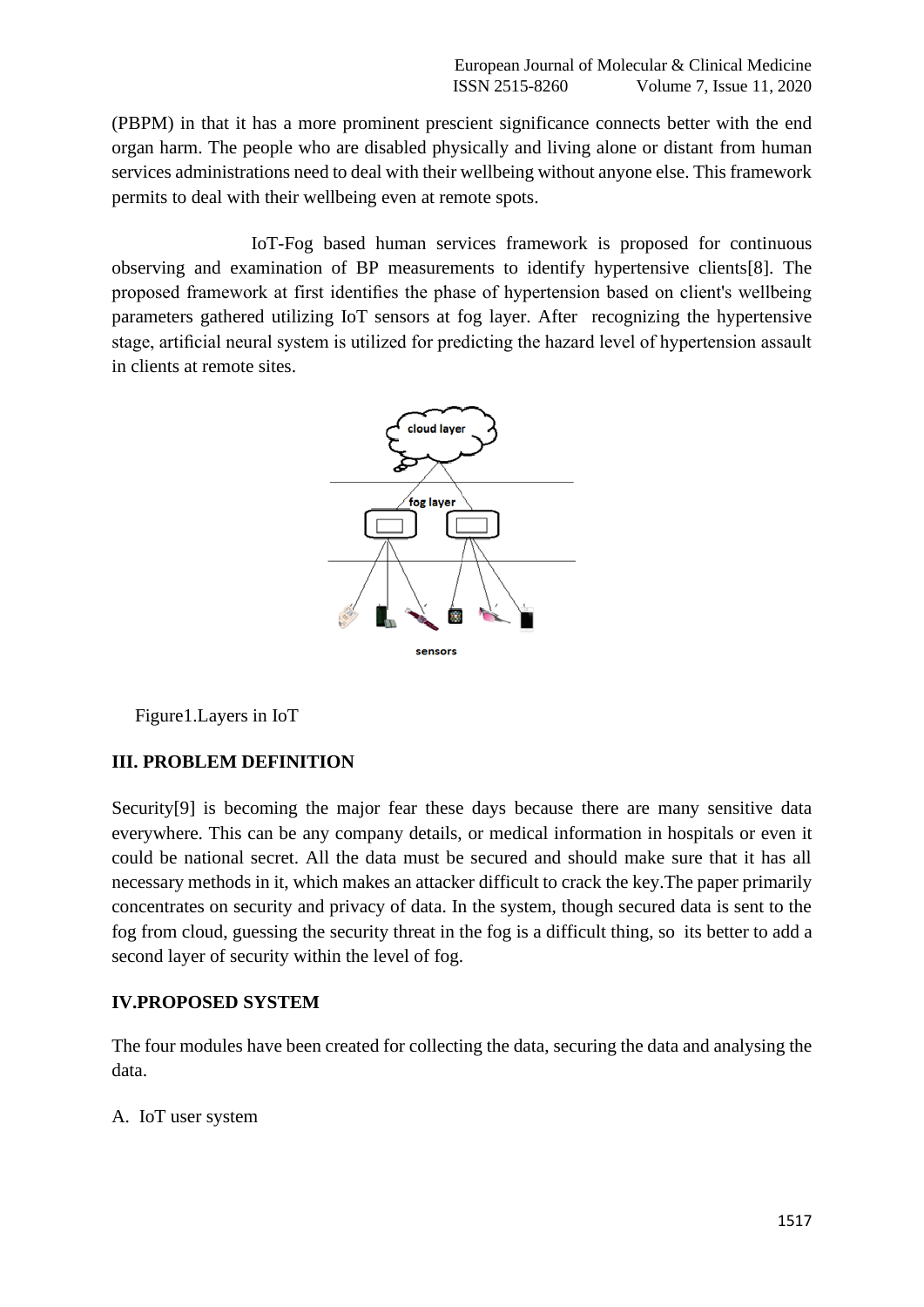(PBPM) in that it has a more prominent prescient significance connects better with the end organ harm. The people who are disabled physically and living alone or distant from human services administrations need to deal with their wellbeing without anyone else. This framework permits to deal with their wellbeing even at remote spots.

IoT-Fog based human services framework is proposed for continuous observing and examination of BP measurements to identify hypertensive clients[8]. The proposed framework at first identifies the phase of hypertension based on client's wellbeing parameters gathered utilizing IoT sensors at fog layer. After recognizing the hypertensive stage, artificial neural system is utilized for predicting the hazard level of hypertension assault in clients at remote sites.

Figure1.Layers in IoT

## III. PROBLEM DEFINITION

Security[9] is becoming the major fear these days because there are many sensitive data everywhere. This can be any company details, or medical information in hospitals or even it could be national secret. All the data must be secured and should make sure that it has all necessary methods in it, which makes an attacker difficult to crack the key.The paper primarily concentrates on security and privacy of data. In the system, though secured data is sent to the fog from cloud, guessing the security threat in the fog is a difficult thing, so its better to add a second layer of security within the level of fog.

## IV.PROPOSED SYSTEM

The four modules have been created for collecting the data, securing the data and analysing the data.

A. IoT user system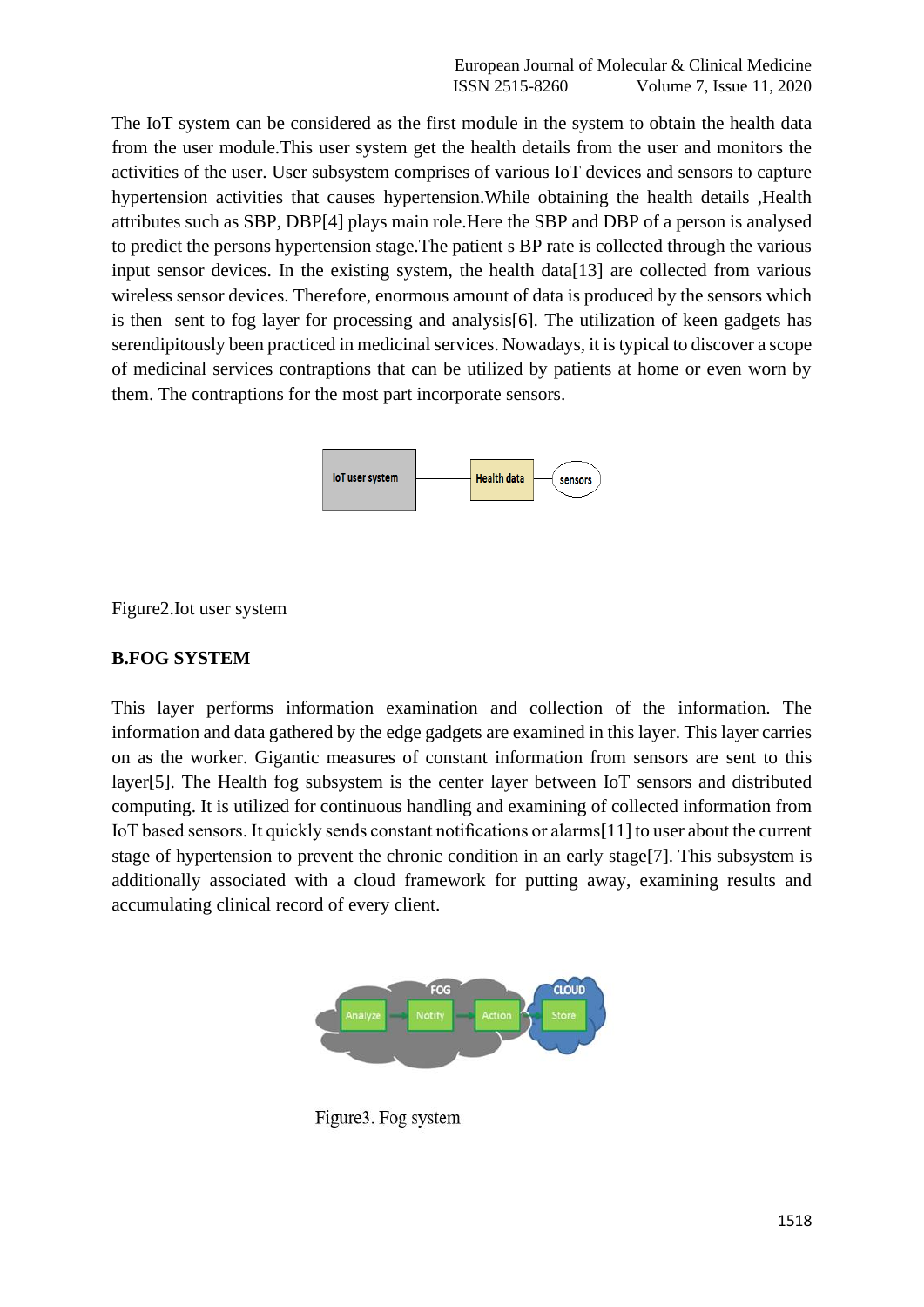The IoT system can be considered as the first module in the system to obtain the health data from the user module.This user system get the health details from the user and monitors the activities of the user. User subsystem comprises of various IoT devices and sensors to capture hypertension activities that causes hypertension.While obtaining the health details ,Health attributes such as SBP, DBP[4] plays main role.Here the SBP and DBP of a person is analysed to predict the persons hypertension stage.The patient s BP rate is collected through the various input sensor devices. In the existing system, the health data[13] are collected from various wireless sensor devices. Therefore, enormous amount of data is produced by the sensors which is then sent to fog layer for processing and analysis[6]. The utilization of keen gadgets has serendipitously been practiced in medicinal services. Nowadays, it is typical to discover a scope of medicinal services contraptions that can be utilized by patients at home or even worn by them. The contraptions for the most part incorporate sensors.

Figure2.Iot user system

### B.FOG SYSTEM

This layer performs information examination and collection of the information. The information and data gathered by the edge gadgets are examined in this layer. This layer carries on as the worker. Gigantic measures of constant information from sensors are sent to this layer[5]. The Health fog subsystem is the center layer between IoT sensors and distributed computing. It is utilized for continuous handling and examining of collected information from IoT based sensors. It quickly sends constant notifications or alarms[11] to user about the current stage of hypertension to prevent the chronic condition in an early stage[7]. This subsystem is additionally associated with a cloud framework for putting away, examining results and accumulating clinical record of every client.

Figure3. Fog system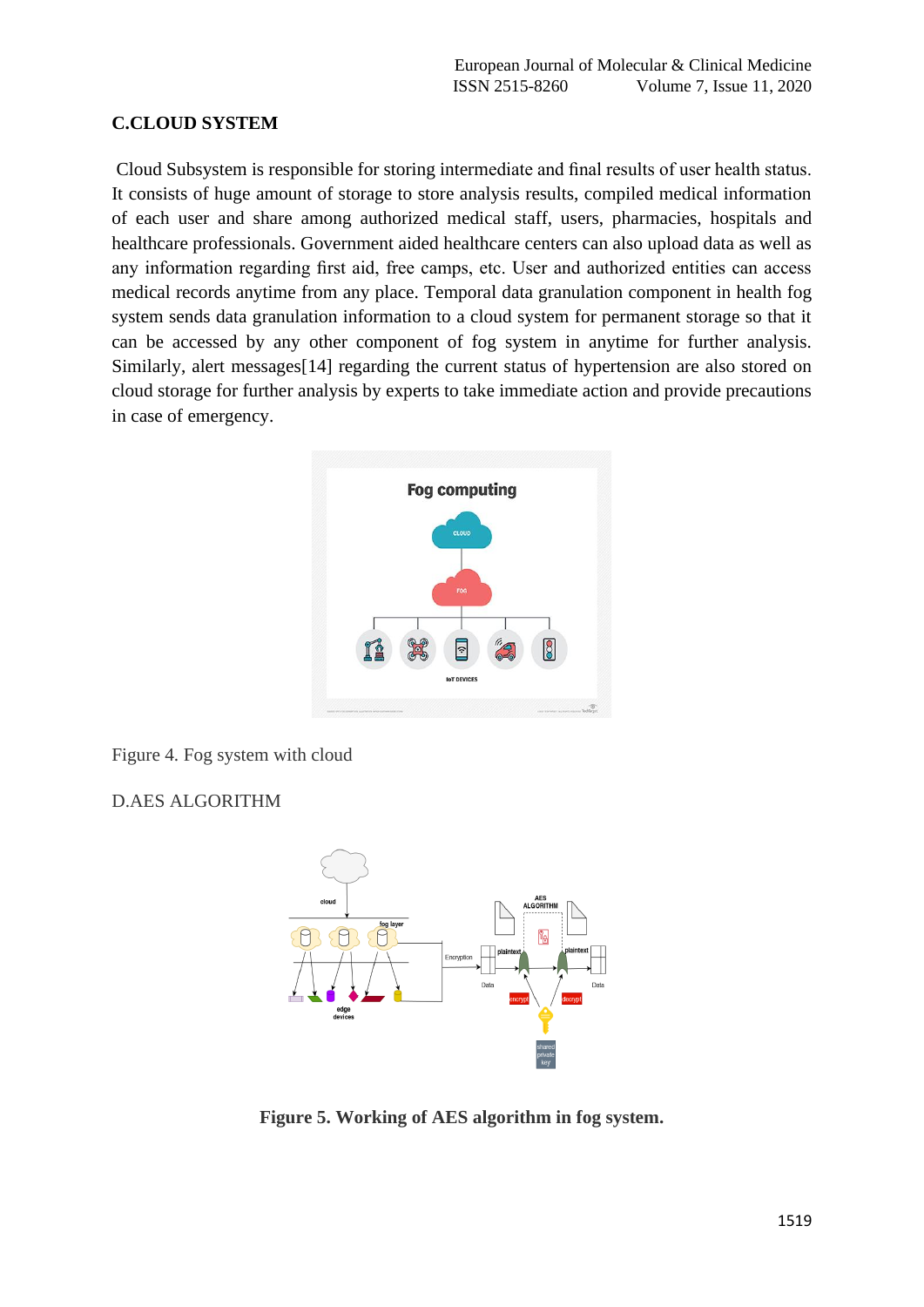## C.CLOUD SYSTEM

Cloud Subsystem is responsible for storing intermediate and final results of user health status. It consists of huge amount of storage to store analysis results, compiled medical information of each user and share among authorized medical staff, users, pharmacies, hospitals and healthcare professionals. Government aided healthcare centers can also upload data as well as any information regarding first aid, free camps, etc. User and authorized entities can access medical records anytime from any place. Temporal data granulation component in health fog system sends data granulation information to a cloud system for permanent storage so that it can be accessed by any other component of fog system in anytime for further analysis. Similarly, alert messages[14] regarding the current status of hypertension are also stored on cloud storage for further analysis by experts to take immediate action and provide precautions in case of emergency.

Figure 4. Fog system with cloud

## D.AES ALGORITHM

**Figure 5. Working of AES algorithm in fog system.**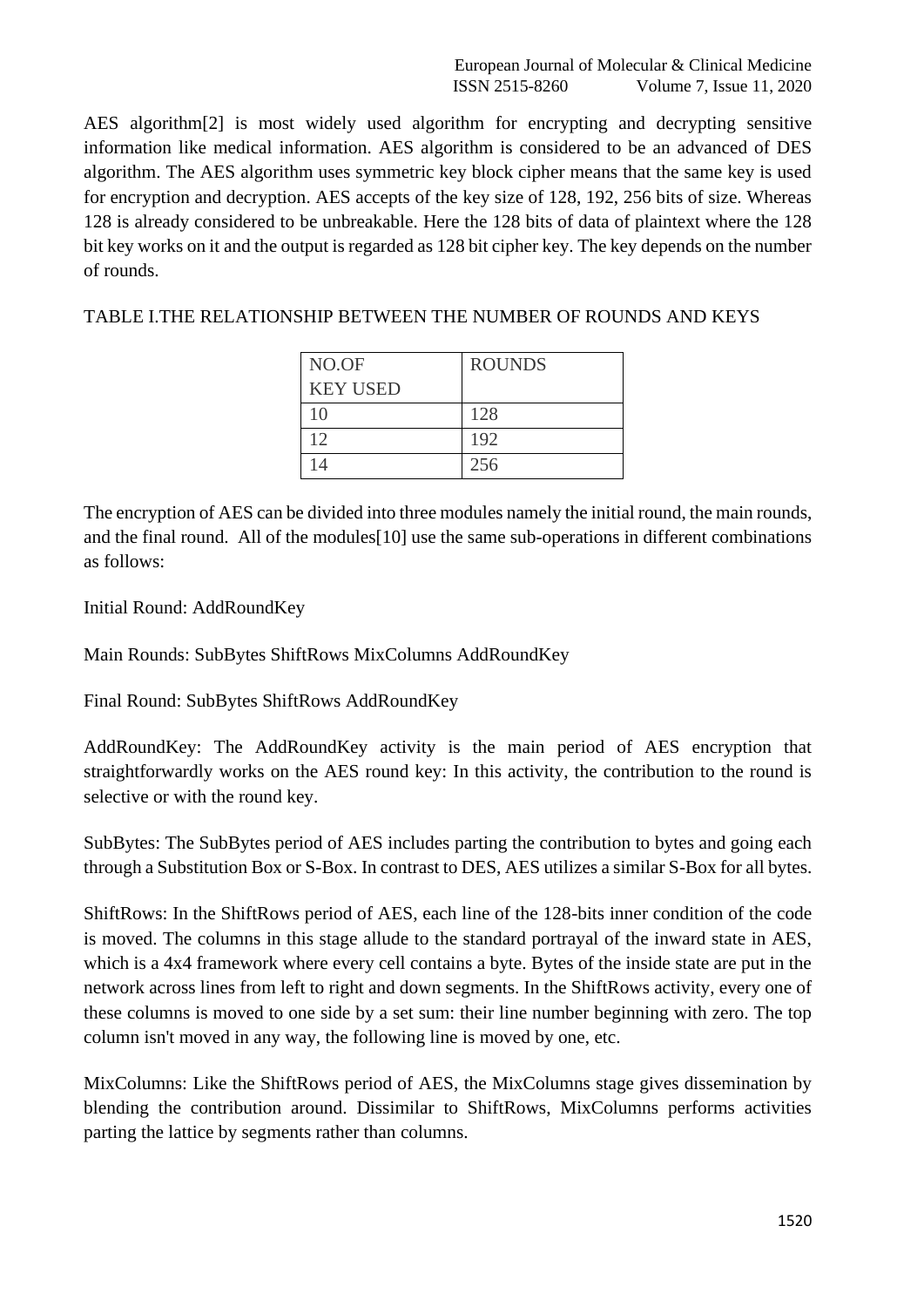AES algorithm[2] is most widely used algorithm for encrypting and decrypting sensitive information like medical information. AES algorithm is considered to be an advanced of DES algorithm. The AES algorithm uses symmetric key block cipher means that the same key is used for encryption and decryption. AES accepts of the key size of 128, 192, 256 bits of size. Whereas 128 is already considered to be unbreakable. Here the 128 bits of data of plaintext where the 128 bit key works on it and the output is regarded as 128 bit cipher key. The key depends on the number of rounds.

TABLE I.THE RELATIONSHIP BETWEEN THE NUMBER OF ROUNDS AND KEYS

| NO.OF KEY USED | ROUNDS |
|---|---|
| 10 | 128 |
| 12 | 192 |
| 14 | 256 |

The encryption of AES can be divided into three modules namely the initial round, the main rounds, and the final round. All of the modules[10] use the same sub-operations in different combinations as follows:

Initial Round: AddRoundKey

Main Rounds: SubBytes ShiftRows MixColumns AddRoundKey

Final Round: SubBytes ShiftRows AddRoundKey

AddRoundKey: The AddRoundKey activity is the main period of AES encryption that straightforwardly works on the AES round key: In this activity, the contribution to the round is selective or with the round key.

SubBytes: The SubBytes period of AES includes parting the contribution to bytes and going each through a Substitution Box or S-Box. In contrast to DES, AES utilizes a similar S-Box for all bytes.

ShiftRows: In the ShiftRows period of AES, each line of the 128-bits inner condition of the code is moved. The columns in this stage allude to the standard portrayal of the inward state in AES, which is a 4x4 framework where every cell contains a byte. Bytes of the inside state are put in the network across lines from left to right and down segments. In the ShiftRows activity, every one of these columns is moved to one side by a set sum: their line number beginning with zero. The top column isn't moved in any way, the following line is moved by one, etc.

MixColumns: Like the ShiftRows period of AES, the MixColumns stage gives dissemination by blending the contribution around. Dissimilar to ShiftRows, MixColumns performs activities parting the lattice by segments rather than columns.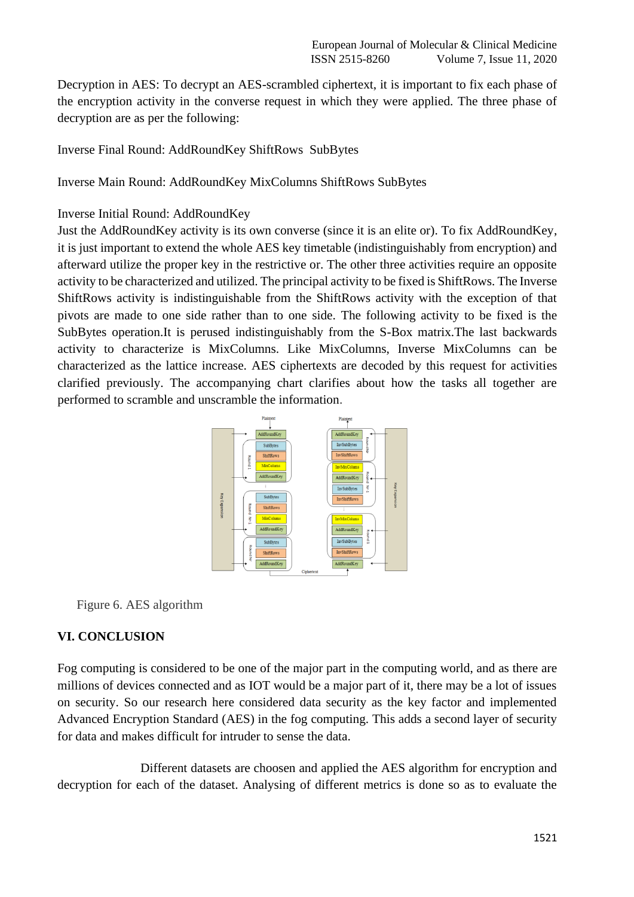Decryption in AES: To decrypt an AES-scrambled ciphertext, it is important to fix each phase of the encryption activity in the converse request in which they were applied. The three phase of decryption are as per the following:

Inverse Final Round: AddRoundKey ShiftRows SubBytes

Inverse Main Round: AddRoundKey MixColumns ShiftRows SubBytes

Inverse Initial Round: AddRoundKey

Just the AddRoundKey activity is its own converse (since it is an elite or). To fix AddRoundKey, it is just important to extend the whole AES key timetable (indistinguishably from encryption) and afterward utilize the proper key in the restrictive or. The other three activities require an opposite activity to be characterized and utilized. The principal activity to be fixed is ShiftRows. The Inverse ShiftRows activity is indistinguishable from the ShiftRows activity with the exception of that pivots are made to one side rather than to one side. The following activity to be fixed is the SubBytes operation.It is perused indistinguishably from the S-Box matrix.The last backwards activity to characterize is MixColumns. Like MixColumns, Inverse MixColumns can be characterized as the lattice increase. AES ciphertexts are decoded by this request for activities clarified previously. The accompanying chart clarifies about how the tasks all together are performed to scramble and unscramble the information.

Figure 6. AES algorithm

## VI. CONCLUSION

Fog computing is considered to be one of the major part in the computing world, and as there are millions of devices connected and as IOT would be a major part of it, there may be a lot of issues on security. So our research here considered data security as the key factor and implemented Advanced Encryption Standard (AES) in the fog computing. This adds a second layer of security for data and makes difficult for intruder to sense the data.

Different datasets are choosen and applied the AES algorithm for encryption and decryption for each of the dataset. Analysing of different metrics is done so as to evaluate the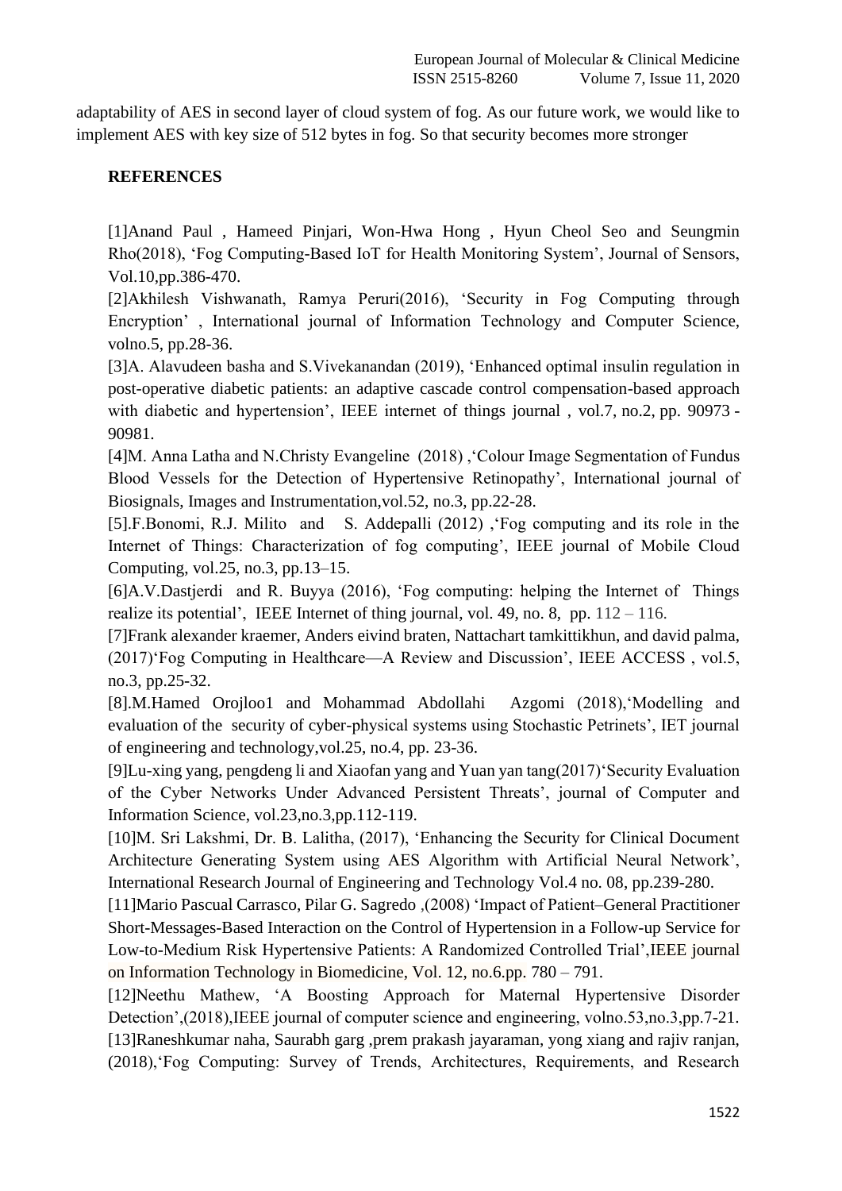adaptability of AES in second layer of cloud system of fog. As our future work, we would like to implement AES with key size of 512 bytes in fog. So that security becomes more stronger

**REFERENCES**

[1]Anand Paul , Hameed Pinjari, Won-Hwa Hong , Hyun Cheol Seo and Seungmin Rho(2018), 'Fog Computing-Based IoT for Health Monitoring System', Journal of Sensors, Vol.10,pp.386-470.

[2]Akhilesh Vishwanath, Ramya Peruri(2016), 'Security in Fog Computing through Encryption' , International journal of Information Technology and Computer Science, volno.5, pp.28-36.

[3]A. Alavudeen basha and S.Vivekanandan (2019), 'Enhanced optimal insulin regulation in post-operative diabetic patients: an adaptive cascade control compensation-based approach with diabetic and hypertension', IEEE internet of things journal , vol.7, no.2, pp. 90973 - 90981.

[4]M. Anna Latha and N.Christy Evangeline (2018) ,'Colour Image Segmentation of Fundus Blood Vessels for the Detection of Hypertensive Retinopathy', International journal of Biosignals, Images and Instrumentation,vol.52, no.3, pp.22-28.

[5].F.Bonomi, R.J. Milito and S. Addepalli (2012) ,'Fog computing and its role in the Internet of Things: Characterization of fog computing', IEEE journal of Mobile Cloud Computing, vol.25, no.3, pp.13–15.

[6]A.V.Dastjerdi and R. Buyya (2016), 'Fog computing: helping the Internet of Things realize its potential', IEEE Internet of thing journal, vol. 49, no. 8, pp. 112 – 116.

[7]Frank alexander kraemer, Anders eivind braten, Nattachart tamkittikhun, and david palma, (2017)'Fog Computing in Healthcare—A Review and Discussion', IEEE ACCESS , vol.5, no.3, pp.25-32.

[8].M.Hamed Orojloo1 and Mohammad Abdollahi Azgomi (2018),'Modelling and evaluation of the security of cyber-physical systems using Stochastic Petrinets', IET journal of engineering and technology,vol.25, no.4, pp. 23-36.

[9]Lu-xing yang, pengdeng li and Xiaofan yang and Yuan yan tang(2017)'Security Evaluation of the Cyber Networks Under Advanced Persistent Threats', journal of Computer and Information Science, vol.23,no.3,pp.112-119.

[10]M. Sri Lakshmi, Dr. B. Lalitha, (2017), 'Enhancing the Security for Clinical Document Architecture Generating System using AES Algorithm with Artificial Neural Network', International Research Journal of Engineering and Technology Vol.4 no. 08, pp.239-280.

[11]Mario Pascual Carrasco, Pilar G. Sagredo ,(2008) 'Impact of Patient–General Practitioner Short-Messages-Based Interaction on the Control of Hypertension in a Follow-up Service for Low-to-Medium Risk Hypertensive Patients: A Randomized Controlled Trial',IEEE journal on Information Technology in Biomedicine, Vol. 12, no.6.pp. 780 – 791.

[12]Neethu Mathew, 'A Boosting Approach for Maternal Hypertensive Disorder Detection',(2018),IEEE journal of computer science and engineering, volno.53,no.3,pp.7-21.

[13]Raneshkumar naha, Saurabh garg ,prem prakash jayaraman, yong xiang and rajiv ranjan, (2018),'Fog Computing: Survey of Trends, Architectures, Requirements, and Research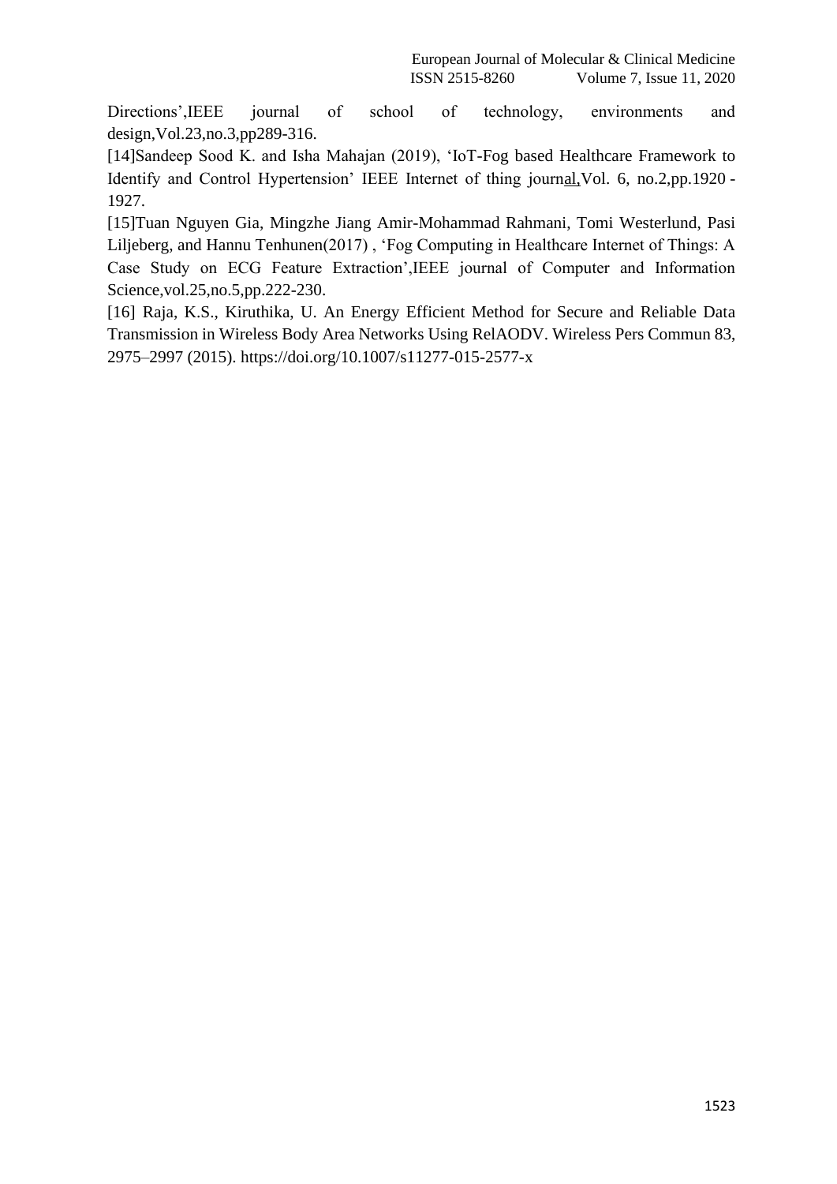Directions',IEEE journal of school of technology, environments and design,Vol.23,no.3,pp289-316.

[14]Sandeep Sood K. and Isha Mahajan (2019), 'IoT-Fog based Healthcare Framework to Identify and Control Hypertension' IEEE Internet of thing journal,Vol. 6, no.2,pp.1920 - 1927.

[15]Tuan Nguyen Gia, Mingzhe Jiang Amir-Mohammad Rahmani, Tomi Westerlund, Pasi Liljeberg, and Hannu Tenhunen(2017) , 'Fog Computing in Healthcare Internet of Things: A Case Study on ECG Feature Extraction',IEEE journal of Computer and Information Science,vol.25,no.5,pp.222-230.

[16] Raja, K.S., Kiruthika, U. An Energy Efficient Method for Secure and Reliable Data Transmission in Wireless Body Area Networks Using RelAODV. Wireless Pers Commun 83, 2975–2997 (2015). https://doi.org/10.1007/s11277-015-2577-x